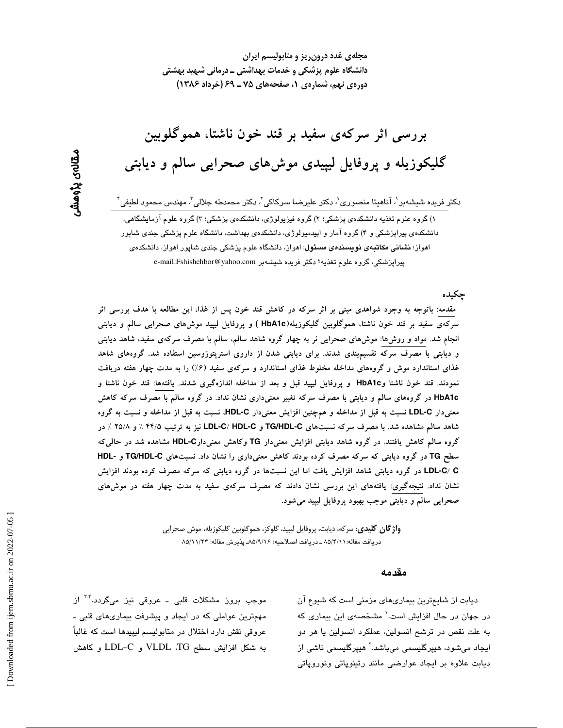مجله‌ی غدد درون‌ریز و متابولیسم ایران
دانشگاه علوم پزشکی و خدمات بهداشتی ـ درمانی شهید بهشتی
دوره‌ی نهم، شماره‌ی ۱، صفحه‌های ۷۵ ـ ۶۹ (خرداد ۱۳۸۶)

مقاله‌ی پژوهشی

# بررسی اثر سرکه‌ی سفید بر قند خون ناشتا، هموگلوبین گلیکوزیله و پروفایل لیپیدی موش‌های صحرایی سالم و دیابتی

دکتر فریده شیشه‌بر[1]، آناهیتا منصوری[1]، دکتر علیرضا سرکاکی[2]، دکتر محمدطه جلالی[3]، مهندس محمود لطیفی[4]

۱) گروه علوم تغذیه دانشکده‌ی پزشکی؛ ۲) گروه فیزیولوژی، دانشکده‌ی پزشکی؛ ۳) گروه علوم آزمایشگاهی، دانشکده‌ی پیراپزشکی و ۴) گروه آمار و اپیدمیولوژی، دانشکده‌ی بهداشت، دانشگاه علوم پزشکی جندی شاپور اهواز؛ **نشانی مکاتبه‌ی نویسنده‌ی مسئول**: اهواز، دانشگاه علوم پزشکی جندی شاپور اهواز، دانشکده‌ی پیراپزشکی، گروه علوم تغذیه؛ دکتر فریده شیشه‌بر e-mail:Fshishehbor@yahoo.com

## چکیده

**مقدمه: باتوجه به وجود شواهدی مبنی بر اثر سرکه در کاهش قند خون پس از غذا، این مطالعه با هدف بررسی اثر سرکه‌ی سفید بر قند خون ناشتا، هموگلوبین گلیکوزیله(HbA1c ) و پروفایل لیپید موش‌های صحرایی سالم و دیابتی انجام شد. مواد و روش‌ها: موش‌های صحرایی نر به چهار گروه شاهد سالم، سالم با مصرف سرکه‌ی سفید، شاهد دیابتی و دیابتی با مصرف سرکه تقسیم‌بندی شدند. برای دیابتی شدن از داروی استرپتوزوسین استفاده شد. گروه‌های شاهد غذای استاندارد موش و گروه‌های مداخله مخلوط غذای استاندارد و سرکه‌ی سفید (۶٪) را به مدت چهار هفته دریافت نمودند. قند خون ناشتا وHbA1c و پروفایل لیپید قبل و بعد از مداخله اندازه‌گیری شدند. یافته‌ها: قند خون ناشتا و HbA1c در گروه‌های سالم و دیابتی با مصرف سرکه تغییر معنی‌داری نشان نداد. در گروه سالم با مصرف سرکه کاهش معنی‌دار LDL-C نسبت به قبل از مداخله و همچنین افزایش معنی‌دار HDL-C، نسبت به قبل از مداخله و نسبت به گروه شاهد سالم مشاهده شد. با مصرف سرکه نسبت‌های TG/HDL-C و LDL-C/ HDL-C نیز به ترتیب ۴۴/۵ ٪ و ۲۵/۸ ٪ در گروه سالم کاهش یافتند. در گروه شاهد دیابتی افزایش معنی‌دار TG وکاهش معنی‌دارHDL-C مشاهده شد در حالی‌که سطح TG در گروه دیابتی که سرکه مصرف کرده بودند کاهش معنی‌داری را نشان داد. نسبت‌های TG/HDL-C و HDL-C/ LDL-C در گروه دیابتی شاهد افزایش یافت اما این نسبت‌ها در گروه دیابتی که سرکه مصرف کرده بودند افزایش نشان نداد. نتیجه‌گیری: یافته‌های این بررسی نشان دادند که مصرف سرکه‌ی سفید به مدت چهار هفته در موش‌های صحرایی سالم و دیابتی موجب بهبود پروفایل لیپید می‌شود.**

**واژگان کلیدی**: سرکه، دیابت، پروفایل لیپید، گلوکز، هموگلوبین گلیکوزیله، موش صحرایی
دریافت مقاله:۸۵/۴/۱۱ ـ دریافت اصلاحیه: ۸۵/۹/۱۶ـ پذیرش مقاله: ۸۵/۱۱/۲۴

## مقدمه

دیابت از شایع‌ترین بیماری‌های مزمنی است که شیوع آن در جهان در حال افزایش است.[1] مشخصه‌ی این بیماری که به علت نقص در ترشح انسولین، عملکرد انسولین یا هر دو ایجاد می‌شود، هیپرگلیسمی می‌باشد.[2] هیپرگلیسمی ناشی از دیابت علاوه بر ایجاد عوارضی مانند رتینوپاتی ونوروپاتی موجب بروز مشکلات قلبی ـ عروقی نیز می‌گردد.[3,4] از مهم‌ترین عواملی که در ایجاد و پیشرفت بیماری‌های قلبی ـ عروقی نقش دارد اختلال در متابولیسم لیپیدها است که غالباً به شکل افزایش سطح TG، VLDL و LDL-C و کاهش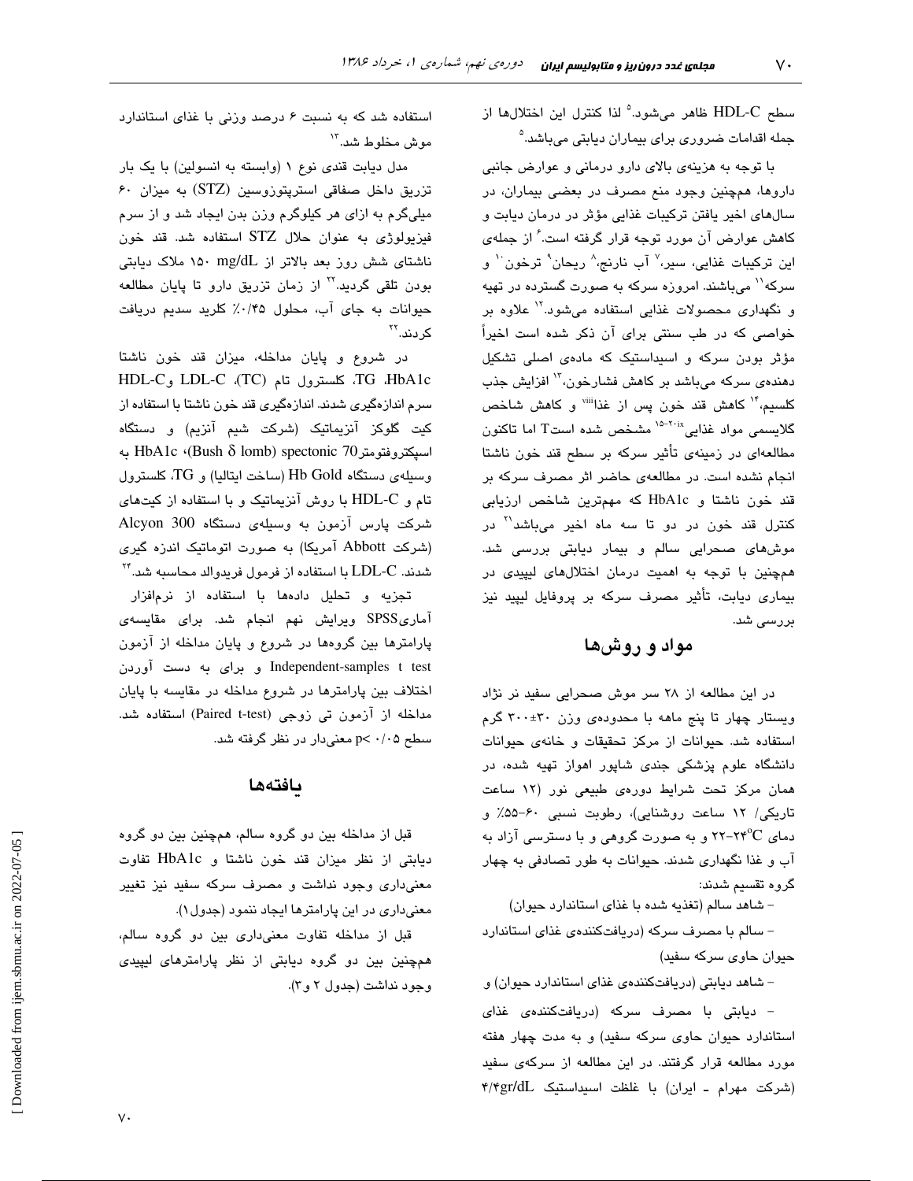سطح HDL-C ظاهر می‌شود.[5] لذا کنترل این اختلال‌ها از جمله اقدامات ضروری برای بیماران دیابتی می‌باشد.[5]

با توجه به هزینه‌ی بالای دارو درمانی و عوارض جانبی داروها، همچنین وجود منع مصرف در بعضی بیماران، در سال‌های اخیر یافتن ترکیبات غذایی مؤثر در درمان دیابت و کاهش عوارض آن مورد توجه قرار گرفته است.[6] از جمله‌ی این ترکیبات غذایی، سیر،[7] آب نارنج،[8] ریحان[9] ترخون[10] و سرکه[11] می‌باشند. امروزه سرکه به صورت گسترده در تهیه و نگهداری محصولات غذایی استفاده می‌شود.[12] علاوه بر خواصی که در طب سنتی برای آن ذکر شده است اخیراً مؤثر بودن سرکه و اسیداستیک که ماده‌ی اصلی تشکیل دهنده‌ی سرکه می‌باشد بر کاهش فشارخون،[13] افزایش جذب کلسیم،[14] کاهش قند خون پس از غذا[viii] و کاهش شاخص گلایسمی مواد غذایی[ix][15-20] مشخص شده است اما تاکنون مطالعه‌ای در زمینه‌ی تأثیر سرکه بر سطح قند خون ناشتا انجام نشده است. در مطالعه‌ی حاضر اثر مصرف سرکه بر قند خون ناشتا و HbA1c که مهم‌ترین شاخص ارزیابی کنترل قند خون در دو تا سه ماه اخیر می‌باشد[21] در موش‌های صحرایی سالم و بیمار دیابتی بررسی شد. همچنین با توجه به اهمیت درمان اختلال‌های لیپیدی در بیماری دیابت، تأثیر مصرف سرکه بر پروفایل لیپید نیز بررسی شد.

## مواد و روش‌ها

در این مطالعه از ۲۸ سر موش صحرایی سفید نر نژاد ویستار چهار تا پنج ماهه با محدوده‌ی وزن ۳۰±۳۰۰ گرم استفاده شد. حیوانات از مرکز تحقیقات و خانه‌ی حیوانات دانشگاه علوم پزشکی جندی شاپور اهواز تهیه شده، در همان مرکز تحت شرایط دوره‌ی طبیعی نور (۱۲ ساعت تاریکی/ ۱۲ ساعت روشنایی)، رطوبت نسبی ۶۰-۵۵٪ و دمای ۲۴-۲۲°C و به صورت گروهی و با دسترسی آزاد به آب و غذا نگهداری شدند. حیوانات به طور تصادفی به چهار گروه تقسیم شدند:

- شاهد سالم (تغذیه شده با غذای استاندارد حیوان)
- سالم با مصرف سرکه (دریافت‌کننده‌ی غذای استاندارد حیوان حاوی سرکه سفید)
- شاهد دیابتی (دریافت‌کننده‌ی غذای استاندارد حیوان) و
- دیابتی با مصرف سرکه (دریافت‌کننده‌ی غذای استاندارد حیوان حاوی سرکه سفید) و به مدت چهار هفته مورد مطالعه قرار گرفتند. در این مطالعه از سرکه‌ی سفید (شرکت مهرام ـ ایران) با غلظت اسیداستیک ۴/۴gr/dL استفاده شد که به نسبت ۶ درصد وزنی با غذای استاندارد موش مخلوط شد.[13]

مدل دیابت قندی نوع ۱ (وابسته به انسولین) با یک بار تزریق داخل صفاقی استرپتوزوسین (STZ) به میزان ۶۰ میلی‌گرم به ازای هر کیلوگرم وزن بدن ایجاد شد و از سرم فیزیولوژی به عنوان حلال STZ استفاده شد. قند خون ناشتای شش روز بعد بالاتر از ۱۵۰ mg/dL ملاک دیابتی بودن تلقی گردید.[22] از زمان تزریق دارو تا پایان مطالعه حیوانات به جای آب، محلول ۰/۴۵٪ کلرید سدیم دریافت کردند.[22]

در شروع و پایان مداخله، میزان قند خون ناشتا HbA1c، TG، کلسترول تام (TC)، LDL-C و HDL-C سرم اندازه‌گیری شدند. اندازه‌گیری قند خون ناشتا با استفاده از کیت گلوکز آنزیماتیک (شرکت شیم آنزیم) و دستگاه اسپکتروفتومتر spectonic 70 (Bush δ lomb)، HbA1c به وسیله‌ی دستگاه Hb Gold (ساخت ایتالیا) و TG، کلسترول تام و HDL-C با روش آنزیماتیک و با استفاده از کیت‌های شرکت پارس آزمون به وسیله‌ی دستگاه Alcyon 300 (شرکت Abbott آمریکا) به صورت اتوماتیک اندازه گیری شدند. LDL-C با استفاده از فرمول فریدوالد محاسبه شد.[24]

تجزیه و تحلیل داده‌ها با استفاده از نرم‌افزار آماری SPSS ویرایش نهم انجام شد. برای مقایسه‌ی پارامترها بین گروه‌ها در شروع و پایان مداخله از آزمون Independent-samples t test و برای به دست آوردن اختلاف بین پارامترها در شروع مداخله در مقایسه با پایان مداخله از آزمون تی زوجی (Paired t-test) استفاده شد. سطح $p<0/05$ معنی‌دار در نظر گرفته شد.

## یافته‌ها

قبل از مداخله بین دو گروه سالم، همچنین بین دو گروه دیابتی از نظر میزان قند خون ناشتا و HbA1c تفاوت معنی‌داری وجود نداشت و مصرف سرکه سفید نیز تغییر معنی‌داری در این پارامترها ایجاد ننمود (جدول۱).

قبل از مداخله تفاوت معنی‌داری بین دو گروه سالم، همچنین بین دو گروه دیابتی از نظر پارامترهای لیپیدی وجود نداشت (جدول ۲ و ۳).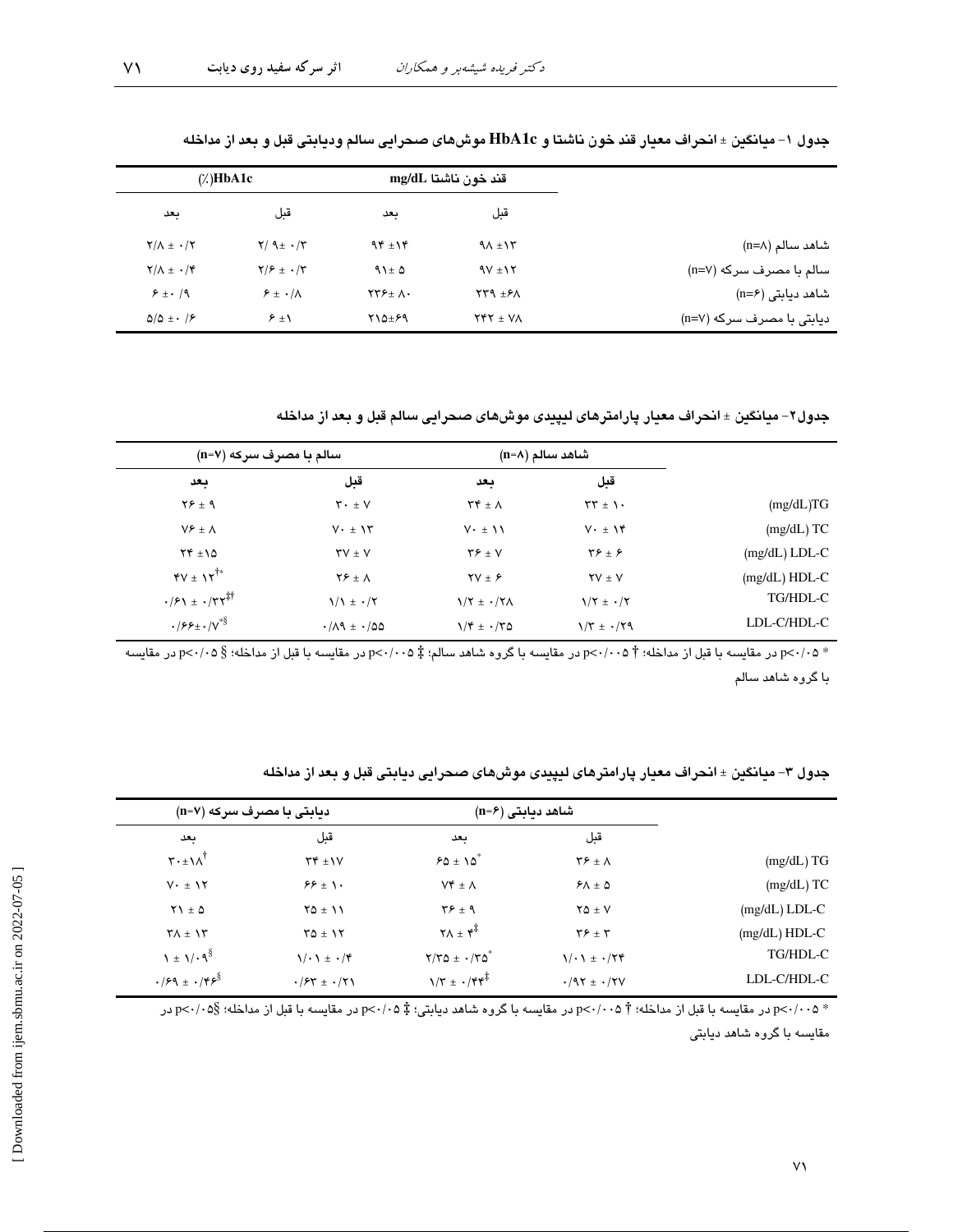جدول ۱- میانگین ± انحراف معیار قند خون ناشتا و HbA1c موش‌های صحرایی سالم ودیابتی قبل و بعد از مداخله

| | قند خون ناشتا mg/dL | | HbA1c(٪) | |
|---|---|---|---|---|
| | قبل | بعد | قبل | بعد |
| شاهد سالم (n=۸) | ۹۸ ±۱۳ | ۹۴ ±۱۴ | ۲/ ۹± ۰/۳ | ۲/۸ ± ۰/۲ |
| سالم با مصرف سرکه (n=۷) | ۹۷ ±۱۲ | ۹۱± ۵ | ۲/۶ ± ۰/۳ | ۲/۸ ± ۰/۴ |
| شاهد دیابتی (n=۶) | ۲۳۹ ±۶۸ | ۲۲۶± ۸۰ | ۶ ± ۰/۸ | ۶ ±۰ /۹ |
| دیابتی با مصرف سرکه (n=۷) | ۲۴۲ ± ۷۸ | ۲۱۵±۶۹ | ۶ ±۱ | ۵/۵ ±۰ /۶ |

جدول۲- میانگین ± انحراف معیار پارامترهای لیپیدی موش‌های صحرایی سالم قبل و بعد از مداخله

| | شاهد سالم (n=۸) | | سالم با مصرف سرکه (n=۷) | |
|---|---|---|---|---|
| | قبل | بعد | قبل | بعد |
| TG(mg/dL) | ۳۳ ± ۱۰ | ۳۴ ± ۸ | ۳۰ ± ۷ | ۲۶ ± ۹ |
| TC (mg/dL) | ۷۰ ± ۱۴ | ۷۰ ± ۱۱ | ۷۰ ± ۱۳ | ۷۶ ± ۸ |
| LDL-C (mg/dL) | ۳۶ ± ۶ | ۳۶ ± ۷ | ۳۷ ± ۷ | ۲۴ ±۱۵ |
| HDL-C (mg/dL) | ۲۷ ± ۷ | ۲۷ ± ۶ | ۲۶ ± ۸ | ۴۷ ± ۱۲†* |
| TG/HDL-C | ۱/۲ ± ۰/۲ | ۱/۲ ± ۰/۲۸ | ۱/۱ ± ۰/۲ | ۰/۶۱ ± ۰/۳۲‡† |
| LDL-C/HDL-C | ۱/۳ ± ۰/۲۹ | ۱/۴ ± ۰/۳۵ | ۰/۸۹ ± ۰/۵۵ | ۰/۶۶±۰/۷*§ |

* p<۰/۰۵ در مقایسه با قبل از مداخله؛ † p<۰/۰۰۵ در مقایسه با گروه شاهد سالم؛ ‡ p<۰/۰۰۵ در مقایسه با قبل از مداخله؛ § p<۰/۰۵ در مقایسه با گروه شاهد سالم

جدول ۳- میانگین ± انحراف معیار پارامترهای لیپیدی موش‌های صحرایی دیابتی قبل و بعد از مداخله

| | شاهد دیابتی (n=۶) | | دیابتی با مصرف سرکه (n=۷) | |
|---|---|---|---|---|
| | قبل | بعد | قبل | بعد |
| TG (mg/dL) | ۳۶ ± ۸ | ۶۵ ± ۱۵* | ۳۴ ±۱۷ | ۳۰±۱۸† |
| TC (mg/dL) | ۶۸ ± ۵ | ۷۴ ± ۸ | ۶۶ ± ۱۰ | ۷۰ ± ۱۲ |
| LDL-C (mg/dL) | ۲۵ ± ۷ | ۳۶ ± ۹ | ۲۵ ± ۱۱ | ۲۱ ± ۵ |
| HDL-C (mg/dL) | ۳۶ ± ۳ | ۲۸ ± ۴‡ | ۳۵ ± ۱۲ | ۳۸ ± ۱۳ |
| TG/HDL-C | ۱/۰۱ ± ۰/۲۴ | ۲/۳۵ ± ۰/۳۵* | ۱/۰۱ ± ۰/۴ | ۱ ± ۱/۰۹§ |
| LDL-C/HDL-C | ۰/۹۲ ± ۰/۲۷ | ۱/۳ ± ۰/۴۴‡ | ۰/۶۳ ± ۰/۲۱ | ۰/۶۹ ± ۰/۴۶§ |

* p<۰/۰۰۵ در مقایسه با قبل از مداخله؛ † p<۰/۰۰۵ در مقایسه با گروه شاهد دیابتی؛ ‡ p<۰/۰۵ در مقایسه با قبل از مداخله؛ §p<۰/۰۵ در مقایسه با گروه شاهد دیابتی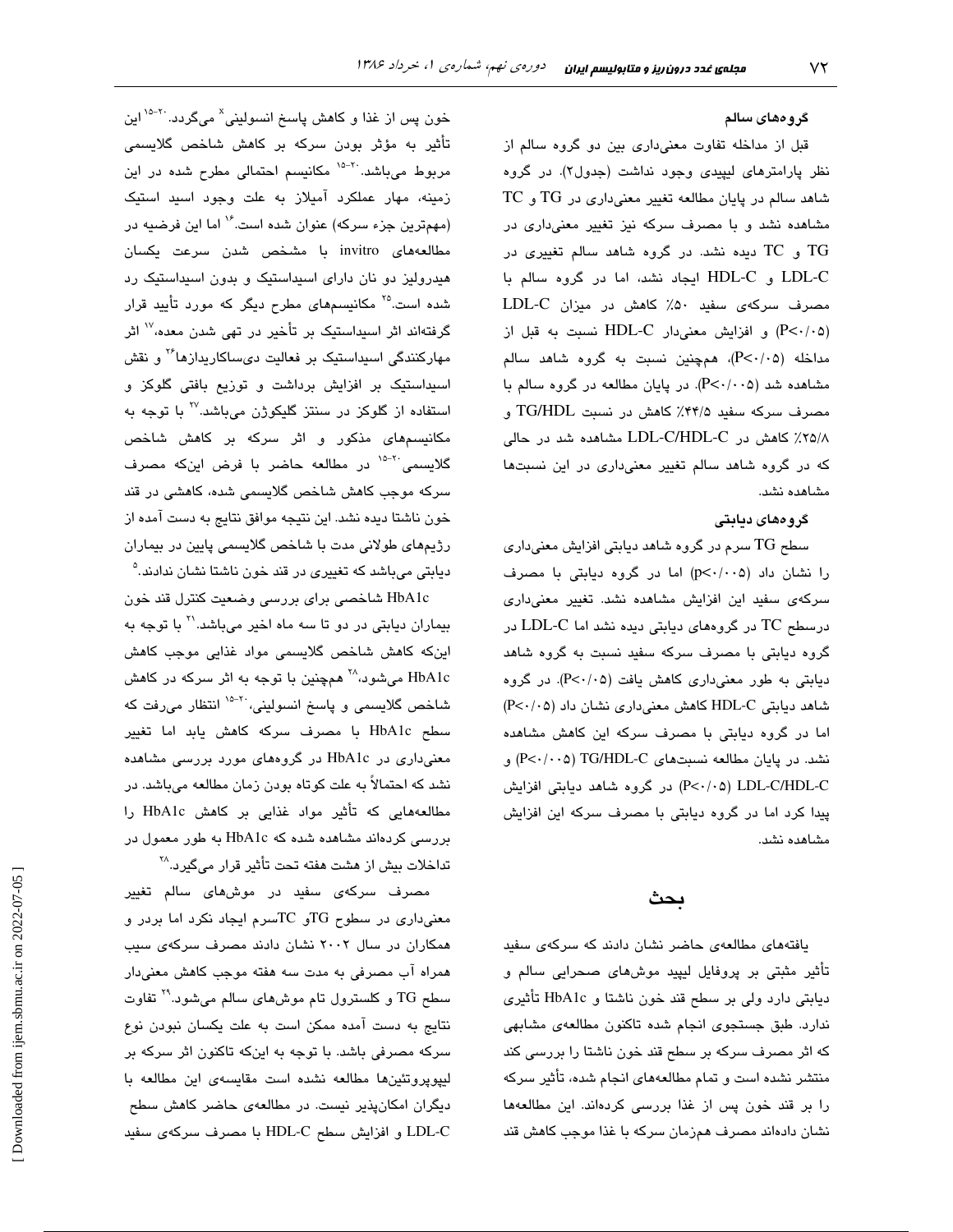### گروه‌های سالم

قبل از مداخله تفاوت معنی‌داری بین دو گروه سالم از نظر پارامترهای لیپیدی وجود نداشت (جدول۲). در گروه شاهد سالم در پایان مطالعه تغییر معنی‌داری در TG و TC مشاهده نشد و با مصرف سرکه نیز تغییر معنی‌داری در TG و TC دیده نشد. در گروه شاهد سالم تغییری در LDL-C و HDL-C ایجاد نشد، اما در گروه سالم با مصرف سرکه‌ی سفید ۵۰٪ کاهش در میزان LDL-C ($P<0.05$) و افزایش معنی‌دار HDL-C نسبت به قبل از مداخله ($P<0.05$)، همچنین نسبت به گروه شاهد سالم مشاهده شد ($P<0.005$). در پایان مطالعه در گروه سالم با مصرف سرکه سفید ۴۴/۵٪ کاهش در نسبت TG/HDL و ۲۵/۸٪ کاهش در LDL-C/HDL-C مشاهده شد در حالی که در گروه شاهد سالم تغییر معنی‌داری در این نسبت‌ها مشاهده نشد.

### گروه‌های دیابتی

سطح TG سرم در گروه شاهد دیابتی افزایش معنی‌داری را نشان داد ($p<0.005$) اما در گروه دیابتی با مصرف سرکه‌ی سفید این افزایش مشاهده نشد. تغییر معنی‌داری درسطح TC در گروه‌های دیابتی دیده نشد اما LDL-C در گروه دیابتی با مصرف سرکه سفید نسبت به گروه شاهد دیابتی به طور معنی‌داری کاهش یافت ($P<0.05$). در گروه شاهد دیابتی HDL-C کاهش معنی‌داری نشان داد ($P<0.05$) اما در گروه دیابتی با مصرف سرکه این کاهش مشاهده نشد. در پایان مطالعه نسبت‌های TG/HDL-C ($P<0.005$) و LDL-C/HDL-C ($P<0.05$) در گروه شاهد دیابتی افزایش پیدا کرد اما در گروه دیابتی با مصرف سرکه این افزایش مشاهده نشد.

## بحث

یافته‌های مطالعه‌ی حاضر نشان دادند که سرکه‌ی سفید تأثیر مثبتی بر پروفایل لیپید موش‌های صحرایی سالم و دیابتی دارد ولی بر سطح قند خون ناشتا و HbA1c تأثیری ندارد. طبق جستجوی انجام شده تاکنون مطالعه‌ی مشابهی که اثر مصرف سرکه بر سطح قند خون ناشتا را بررسی کند منتشر نشده است و تمام مطالعه‌های انجام شده، تأثیر سرکه را بر قند خون پس از غذا بررسی کرده‌اند. این مطالعه‌ها نشان داده‌اند مصرف همزمان سرکه با غذا موجب کاهش قند خون پس از غذا و کاهش پاسخ انسولینی[x] می‌گردد.[15-20] این تأثیر به مؤثر بودن سرکه بر کاهش شاخص گلایسمی مربوط می‌باشد.[15-20] مکانیسم احتمالی مطرح شده در این زمینه، مهار عملکرد آمیلاز به علت وجود اسید استیک (مهم‌ترین جزء سرکه) عنوان شده است.[16] اما این فرضیه در مطالعه‌های invitro با مشخص شدن سرعت یکسان هیدرولیز دو نان دارای اسیداستیک و بدون اسیداستیک رد شده است.[25] مکانیسم‌های مطرح دیگر که مورد تأیید قرار گرفته‌اند اثر اسیداستیک بر تأخیر در تهی شدن معده،[17] اثر مهارکنندگی اسیداستیک بر فعالیت دی‌ساکاریدازها[26] و نقش اسیداستیک بر افزایش برداشت و توزیع بافتی گلوکز و استفاده از گلوکز در سنتز گلیکوژن می‌باشد.[27] با توجه به مکانیسم‌های مذکور و اثر سرکه بر کاهش شاخص گلایسمی[15-20] در مطالعه حاضر با فرض اینکه مصرف سرکه موجب کاهش شاخص گلایسمی شده، کاهشی در قند خون ناشتا دیده نشد. این نتیجه موافق نتایج به دست آمده از رژیم‌های طولانی مدت با شاخص گلایسمی پایین در بیماران دیابتی می‌باشد که تغییری در قند خون ناشتا نشان ندادند.[5]

HbA1c شاخصی برای بررسی وضعیت کنترل قند خون بیماران دیابتی در دو تا سه ماه اخیر می‌باشد.[21] با توجه به اینکه کاهش شاخص گلایسمی مواد غذایی موجب کاهش HbA1c می‌شود،[28] همچنین با توجه به اثر سرکه در کاهش شاخص گلایسمی و پاسخ انسولینی،[15-20] انتظار می‌رفت که سطح HbA1c با مصرف سرکه کاهش یابد اما تغییر معنی‌داری در HbA1c در گروه‌های مورد بررسی مشاهده نشد که احتمالاً به علت کوتاه بودن زمان مطالعه می‌باشد. در مطالعه‌هایی که تأثیر مواد غذایی بر کاهش HbA1c را بررسی کرده‌اند مشاهده شده که HbA1c به طور معمول در تداخلات بیش از هشت هفته تحت تأثیر قرار می‌گیرد.[28]

مصرف سرکه‌ی سفید در موش‌های سالم تغییر معنی‌داری در سطوح TGو TCسرم ایجاد نکرد اما بردر و همکاران در سال ۲۰۰۲ نشان دادند مصرف سرکه‌ی سیب همراه آب مصرفی به مدت سه هفته موجب کاهش معنی‌دار سطح TG و کلسترول تام موش‌های سالم می‌شود.[29] تفاوت نتایج به دست آمده ممکن است به علت یکسان نبودن نوع سرکه مصرفی باشد. با توجه به اینکه تاکنون اثر سرکه بر لیپوپروتئین‌ها مطالعه نشده است مقایسه‌ی این مطالعه با دیگران امکان‌پذیر نیست. در مطالعه‌ی حاضر کاهش سطح LDL-C و افزایش سطح HDL-C با مصرف سرکه‌ی سفید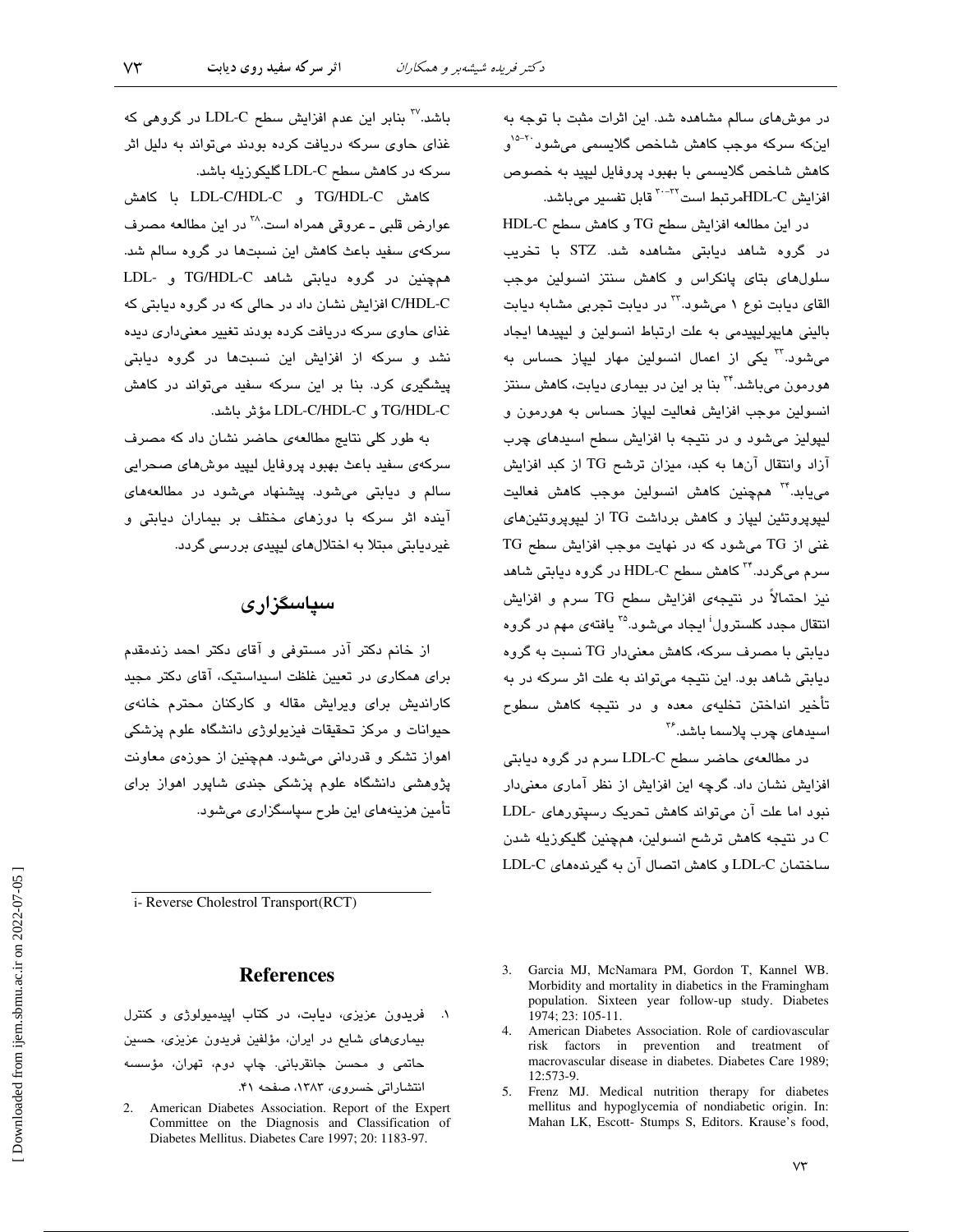در موش‌های سالم مشاهده شد. این اثرات مثبت با توجه به این‌که سرکه موجب کاهش شاخص گلایسمی می‌شود[15-20] و کاهش شاخص گلایسمی با بهبود پروفایل لیپید به خصوص افزایش HDL-Cمرتبط است[30-32] قابل تفسیر می‌باشد.

در این مطالعه افزایش سطح TG و کاهش سطح HDL-C در گروه شاهد دیابتی مشاهده شد. STZ با تخریب سلول‌های بتای پانکراس و کاهش سنتز انسولین موجب القای دیابت نوع ۱ می‌شود.[22] در دیابت تجربی مشابه دیابت بالینی هایپرلیپیدمی به علت ارتباط انسولین و لیپیدها ایجاد می‌شود.[33] یکی از اعمال انسولین مهار لیپاز حساس به هورمون می‌باشد.[34] بنا بر این در بیماری دیابت، کاهش سنتز انسولین موجب افزایش فعالیت لیپاز حساس به هورمون و لیپولیز می‌شود و در نتیجه با افزایش سطح اسیدهای چرب آزاد وانتقال آن‌ها به کبد، میزان ترشح TG از کبد افزایش می‌یابد.[34] همچنین کاهش انسولین موجب کاهش فعالیت لیپوپروتئین لیپاز و کاهش برداشت TG از لیپوپروتئین‌های غنی از TG می‌شود که در نهایت موجب افزایش سطح TG سرم می‌گردد.[34] کاهش سطح HDL-C در گروه دیابتی شاهد نیز احتمالاً در نتیجه‌ی افزایش سطح TG سرم و افزایش انتقال مجدد کلسترول[i] ایجاد می‌شود.[35] یافته‌ی مهم در گروه دیابتی با مصرف سرکه، کاهش معنی‌دار TG نسبت به گروه دیابتی شاهد بود. این نتیجه می‌تواند به علت اثر سرکه در به تأخیر انداختن تخلیه‌ی معده و در نتیجه کاهش سطوح اسیدهای چرب پلاسما باشد.[36]

در مطالعه‌ی حاضر سطح LDL-C سرم در گروه دیابتی افزایش نشان داد. گرچه این افزایش از نظر آماری معنی‌دار نبود اما علت آن می‌تواند کاهش تحریک رسپتورهای LDL-C در نتیجه کاهش ترشح انسولین، همچنین گلیکوزیله شدن ساختمان LDL-C و کاهش اتصال آن به گیرنده‌های LDL-C باشد.[37] بنابر این عدم افزایش سطح LDL-C در گروهی که غذای حاوی سرکه دریافت کرده بودند می‌تواند به دلیل اثر سرکه در کاهش سطح LDL-C گلیکوزیله باشد.

کاهش TG/HDL-C و LDL-C/HDL-C با کاهش عوارض قلبی ـ عروقی همراه است.[38] در این مطالعه مصرف سرکه‌ی سفید باعث کاهش این نسبت‌ها در گروه سالم شد. همچنین در گروه دیابتی شاهد TG/HDL-C و LDL-C/HDL-C افزایش نشان داد در حالی که در گروه دیابتی که غذای حاوی سرکه دریافت کرده بودند تغییر معنی‌داری دیده نشد و سرکه از افزایش این نسبت‌ها در گروه دیابتی پیشگیری کرد. بنا بر این سرکه سفید می‌تواند در کاهش TG/HDL-C و LDL-C/HDL-C مؤثر باشد.

به طور کلی نتایج مطالعه‌ی حاضر نشان داد که مصرف سرکه‌ی سفید باعث بهبود پروفایل لیپید موش‌های صحرایی سالم و دیابتی می‌شود. پیشنهاد می‌شود در مطالعه‌های آینده اثر سرکه با دوزهای مختلف بر بیماران دیابتی و غیردیابتی مبتلا به اختلال‌های لیپیدی بررسی گردد.

## سپاسگزاری

از خانم دکتر آذر مستوفی و آقای دکتر احمد زندمقدم برای همکاری در تعیین غلظت اسیداستیک، آقای دکتر مجید کاراندیش برای ویرایش مقاله و کارکنان محترم خانه‌ی حیوانات و مرکز تحقیقات فیزیولوژی دانشگاه علوم پزشکی اهواز تشکر و قدردانی می‌شود. همچنین از حوزه‌ی معاونت پژوهشی دانشگاه علوم پزشکی جندی شاپور اهواز برای تأمین هزینه‌های این طرح سپاسگزاری می‌شود.

i- Reverse Cholestrol Transport(RCT)

## References

۱. فریدون عزیزی، دیابت، در کتاب اپیدمیولوژی و کنترل بیماری‌های شایع در ایران، مؤلفین فریدون عزیزی، حسین حاتمی و محسن جانقربانی. چاپ دوم، تهران، مؤسسه انتشاراتی خسروی، ۱۳۸۳، صفحه ۴۱.

2. American Diabetes Association. Report of the Expert Committee on the Diagnosis and Classification of Diabetes Mellitus. Diabetes Care 1997; 20: 1183-97.
3. Garcia MJ, McNamara PM, Gordon T, Kannel WB. Morbidity and mortality in diabetics in the Framingham population. Sixteen year follow-up study. Diabetes 1974; 23: 105-11.
4. American Diabetes Association. Role of cardiovascular risk factors in prevention and treatment of macrovascular disease in diabetes. Diabetes Care 1989; 12:573-9.
5. Frenz MJ. Medical nutrition therapy for diabetes mellitus and hypoglycemia of nondiabetic origin. In: Mahan LK, Escott- Stumps S, Editors. Krause's food,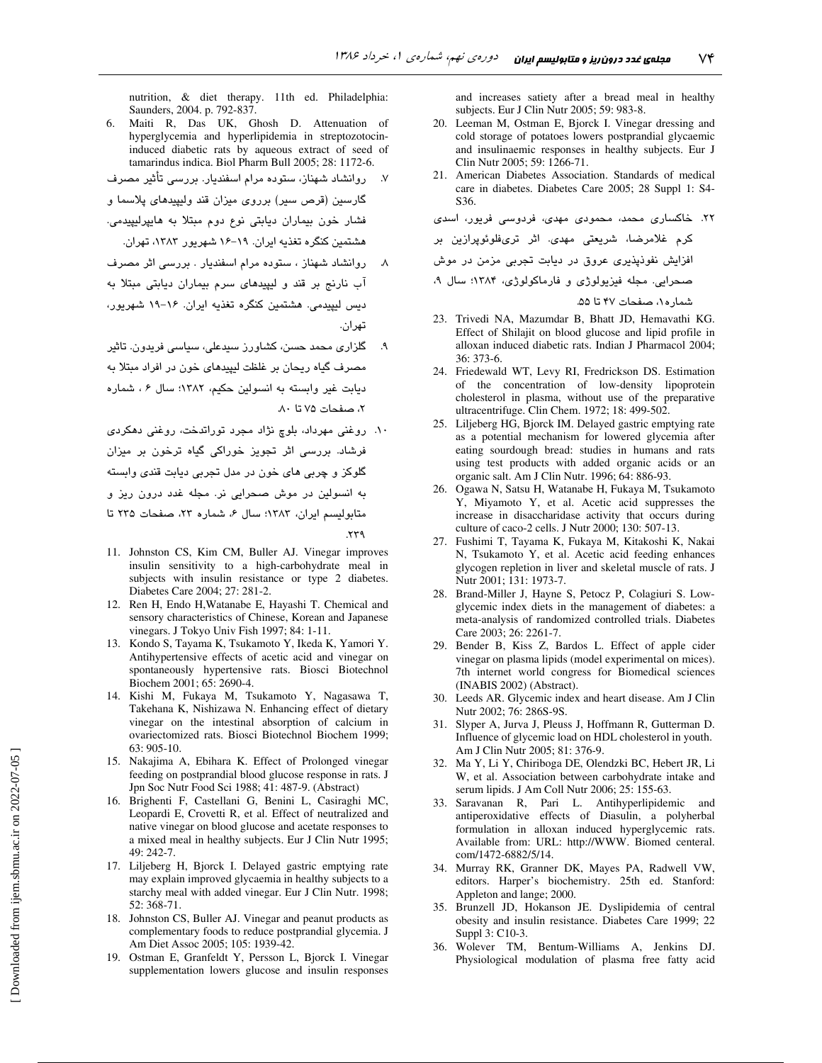nutrition, & diet therapy. 11th ed. Philadelphia: Saunders, 2004. p. 792-837.

6. Maiti R, Das UK, Ghosh D. Attenuation of hyperglycemia and hyperlipidemia in streptozotocin-induced diabetic rats by aqueous extract of seed of tamarindus indica. Biol Pharm Bull 2005; 28: 1172-6.

۷. روانشاد شهناز، ستوده مرام اسفندیار. بررسی تأثیر مصرف گارسین (قرص سیر) برروی میزان قند ولیپیدهای پلاسما و فشار خون بیماران دیابتی نوع دوم مبتلا به هایپرلیپیدمی. هشتمین کنگره تغذیه ایران. ۱۹-۱۶ شهریور ۱۳۸۳، تهران.

۸. روانشاد شهناز ، ستوده مرام اسفندیار . بررسی اثر مصرف آب نارنج بر قند و لیپیدهای سرم بیماران دیابتی مبتلا به دیس لیپیدمی. هشتمین کنگره تغذیه ایران. ۱۶-۱۹ شهریور، تهران.

۹. گلزاری محمد حسن، کشاورز سیدعلی، سیاسی فریدون. تاثیر مصرف گیاه ریحان بر غلظت لیپیدهای خون در افراد مبتلا به دیابت غیر وابسته به انسولین حکیم، ۱۳۸۲؛ سال ۶ ، شماره ۲، صفحات ۷۵ تا ۸۰.

۱۰. روغنی مهرداد، بلوچ نژاد مجرد توراندخت، روغنی دهکردی فرشاد. بررسی اثر تجویز خوراکی گیاه ترخون بر میزان گلوکز و چربی های خون در مدل تجربی دیابت قندی وابسته به انسولین در موش صحرایی نر. مجله غدد درون ریز و متابولیسم ایران، ۱۳۸۳؛ سال ۶، شماره ۲۳، صفحات ۲۳۵ تا ۲۳۹.

11. Johnston CS, Kim CM, Buller AJ. Vinegar improves insulin sensitivity to a high-carbohydrate meal in subjects with insulin resistance or type 2 diabetes. Diabetes Care 2004; 27: 281-2.
12. Ren H, Endo H,Watanabe E, Hayashi T. Chemical and sensory characteristics of Chinese, Korean and Japanese vinegars. J Tokyo Univ Fish 1997; 84: 1-11.
13. Kondo S, Tayama K, Tsukamoto Y, Ikeda K, Yamori Y. Antihypertensive effects of acetic acid and vinegar on spontaneously hypertensive rats. Biosci Biotechnol Biochem 2001; 65: 2690-4.
14. Kishi M, Fukaya M, Tsukamoto Y, Nagasawa T, Takehana K, Nishizawa N. Enhancing effect of dietary vinegar on the intestinal absorption of calcium in ovariectomized rats. Biosci Biotechnol Biochem 1999; 63: 905-10.
15. Nakajima A, Ebihara K. Effect of Prolonged vinegar feeding on postprandial blood glucose response in rats. J Jpn Soc Nutr Food Sci 1988; 41: 487-9. (Abstract)
16. Brighenti F, Castellani G, Benini L, Casiraghi MC, Leopardi E, Crovetti R, et al. Effect of neutralized and native vinegar on blood glucose and acetate responses to a mixed meal in healthy subjects. Eur J Clin Nutr 1995; 49: 242-7.
17. Liljeberg H, Bjorck I. Delayed gastric emptying rate may explain improved glycaemia in healthy subjects to a starchy meal with added vinegar. Eur J Clin Nutr. 1998; 52: 368-71.
18. Johnston CS, Buller AJ. Vinegar and peanut products as complementary foods to reduce postprandial glycemia. J Am Diet Assoc 2005; 105: 1939-42.
19. Ostman E, Granfeldt Y, Persson L, Bjorck I. Vinegar supplementation lowers glucose and insulin responses and increases satiety after a bread meal in healthy subjects. Eur J Clin Nutr 2005; 59: 983-8.
20. Leeman M, Ostman E, Bjorck I. Vinegar dressing and cold storage of potatoes lowers postprandial glycaemic and insulinaemic responses in healthy subjects. Eur J Clin Nutr 2005; 59: 1266-71.
21. American Diabetes Association. Standards of medical care in diabetes. Diabetes Care 2005; 28 Suppl 1: S4-S36.

۲۲. خاکساری محمد، محمودی مهدی، فردوسی فریور، اسدی کرم غلامرضا، شریعتی مهدی. اثر تری‌فلوئوپرازین بر افزایش نفوذپذیری عروق در دیابت تجربی مزمن در موش صحرایی. مجله فیزیولوژی و فارماکولوژی، ۱۳۸۴؛ سال ۹، شماره۱، صفحات ۴۷ تا ۵۵.

23. Trivedi NA, Mazumdar B, Bhatt JD, Hemavathi KG. Effect of Shilajit on blood glucose and lipid profile in alloxan induced diabetic rats. Indian J Pharmacol 2004; 36: 373-6.
24. Friedewald WT, Levy RI, Fredrickson DS. Estimation of the concentration of low-density lipoprotein cholesterol in plasma, without use of the preparative ultracentrifuge. Clin Chem. 1972; 18: 499-502.
25. Liljeberg HG, Bjorck IM. Delayed gastric emptying rate as a potential mechanism for lowered glycemia after eating sourdough bread: studies in humans and rats using test products with added organic acids or an organic salt. Am J Clin Nutr. 1996; 64: 886-93.
26. Ogawa N, Satsu H, Watanabe H, Fukaya M, Tsukamoto Y, Miyamoto Y, et al. Acetic acid suppresses the increase in disaccharidase activity that occurs during culture of caco-2 cells. J Nutr 2000; 130: 507-13.
27. Fushimi T, Tayama K, Fukaya M, Kitakoshi K, Nakai N, Tsukamoto Y, et al. Acetic acid feeding enhances glycogen repletion in liver and skeletal muscle of rats. J Nutr 2001; 131: 1973-7.
28. Brand-Miller J, Hayne S, Petocz P, Colagiuri S. Low-glycemic index diets in the management of diabetes: a meta-analysis of randomized controlled trials. Diabetes Care 2003; 26: 2261-7.
29. Bender B, Kiss Z, Bardos L. Effect of apple cider vinegar on plasma lipids (model experimental on mices). 7th internet world congress for Biomedical sciences (INABIS 2002) (Abstract).
30. Leeds AR. Glycemic index and heart disease. Am J Clin Nutr 2002; 76: 286S-9S.
31. Slyper A, Jurva J, Pleuss J, Hoffmann R, Gutterman D. Influence of glycemic load on HDL cholesterol in youth. Am J Clin Nutr 2005; 81: 376-9.
32. Ma Y, Li Y, Chiriboga DE, Olendzki BC, Hebert JR, Li W, et al. Association between carbohydrate intake and serum lipids. J Am Coll Nutr 2006; 25: 155-63.
33. Saravanan R, Pari L. Antihyperlipidemic and antiperoxidative effects of Diasulin, a polyherbal formulation in alloxan induced hyperglycemic rats. Available from: URL: http://WWW. Biomed centeral. com/1472-6882/5/14.
34. Murray RK, Granner DK, Mayes PA, Radwell VW, editors. Harper's biochemistry. 25th ed. Stanford: Appleton and lange; 2000.
35. Brunzell JD, Hokanson JE. Dyslipidemia of central obesity and insulin resistance. Diabetes Care 1999; 22 Suppl 3: C10-3.
36. Wolever TM, Bentum-Williams A, Jenkins DJ. Physiological modulation of plasma free fatty acid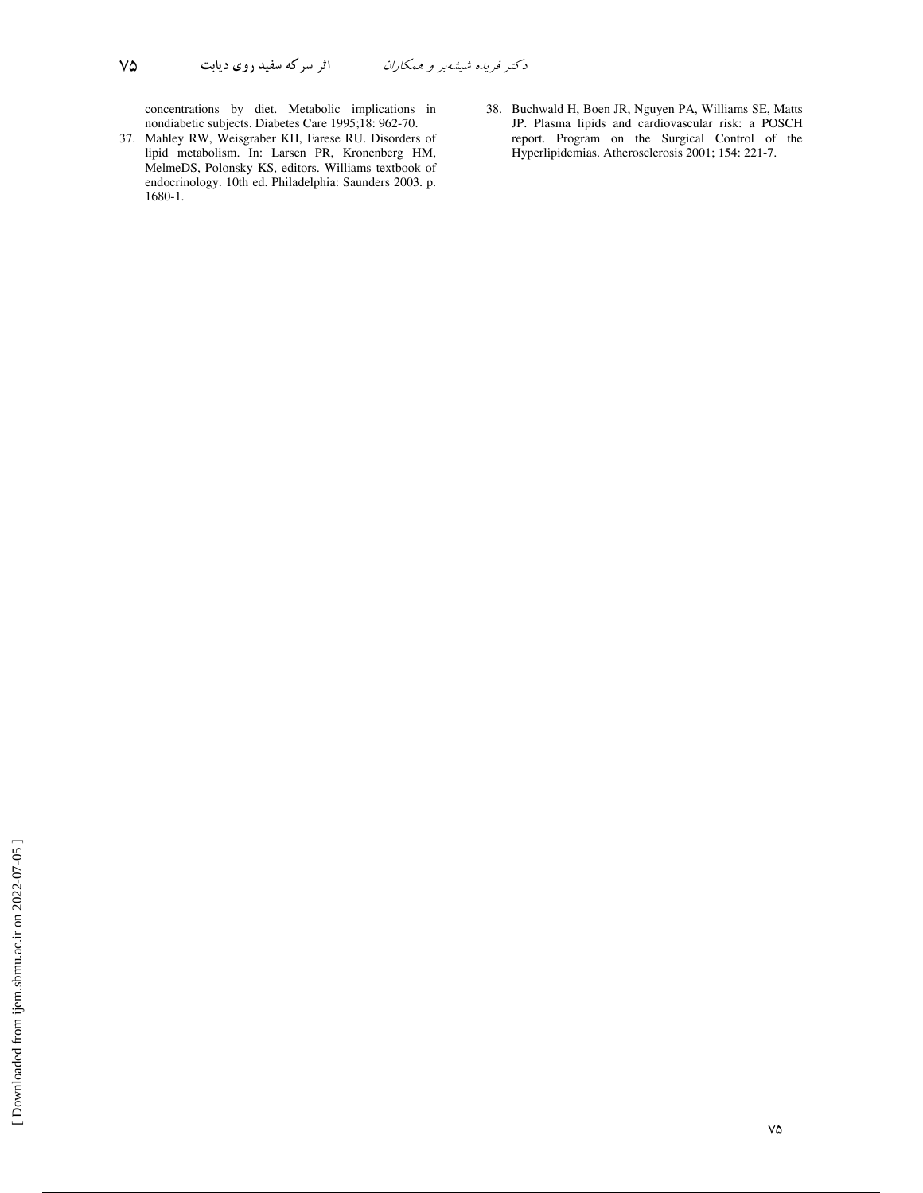concentrations by diet. Metabolic implications in nondiabetic subjects. Diabetes Care 1995;18: 962-70.

37. Mahley RW, Weisgraber KH, Farese RU. Disorders of lipid metabolism. In: Larsen PR, Kronenberg HM, MelmeDS, Polonsky KS, editors. Williams textbook of endocrinology. 10th ed. Philadelphia: Saunders 2003. p. 1680-1.
38. Buchwald H, Boen JR, Nguyen PA, Williams SE, Matts JP. Plasma lipids and cardiovascular risk: a POSCH report. Program on the Surgical Control of the Hyperlipidemias. Atherosclerosis 2001; 154: 221-7.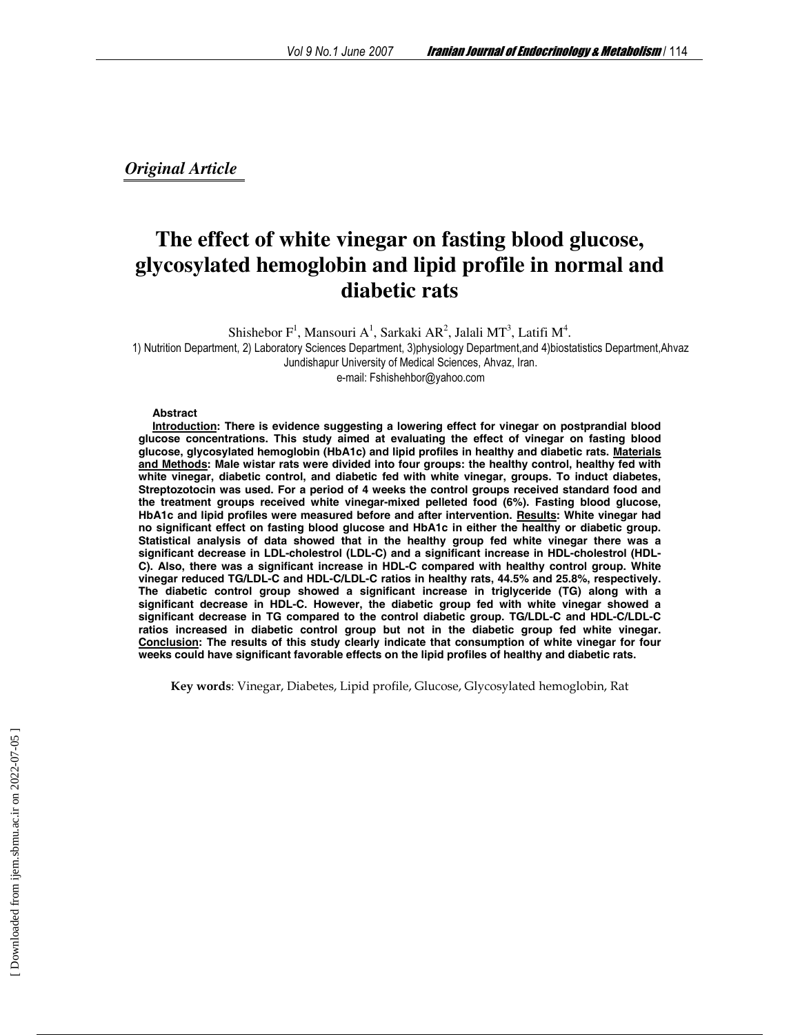*Original Article*

# The effect of white vinegar on fasting blood glucose, glycosylated hemoglobin and lipid profile in normal and diabetic rats

Shishebor F[1], Mansouri A[1], Sarkaki AR[2], Jalali MT[3], Latifi M[4].

1) Nutrition Department, 2) Laboratory Sciences Department, 3)physiology Department,and 4)biostatistics Department,Ahvaz Jundishapur University of Medical Sciences, Ahvaz, Iran.

e-mail: Fshishehbor@yahoo.com

**Abstract**

**Introduction: There is evidence suggesting a lowering effect for vinegar on postprandial blood glucose concentrations. This study aimed at evaluating the effect of vinegar on fasting blood glucose, glycosylated hemoglobin (HbA1c) and lipid profiles in healthy and diabetic rats. Materials and Methods: Male wistar rats were divided into four groups: the healthy control, healthy fed with white vinegar, diabetic control, and diabetic fed with white vinegar, groups. To induct diabetes, Streptozotocin was used. For a period of 4 weeks the control groups received standard food and the treatment groups received white vinegar-mixed pelleted food (6%). Fasting blood glucose, HbA1c and lipid profiles were measured before and after intervention. Results: White vinegar had no significant effect on fasting blood glucose and HbA1c in either the healthy or diabetic group. Statistical analysis of data showed that in the healthy group fed white vinegar there was a significant decrease in LDL-cholestrol (LDL-C) and a significant increase in HDL-cholestrol (HDL-C). Also, there was a significant increase in HDL-C compared with healthy control group. White vinegar reduced TG/LDL-C and HDL-C/LDL-C ratios in healthy rats, 44.5% and 25.8%, respectively. The diabetic control group showed a significant increase in triglyceride (TG) along with a significant decrease in HDL-C. However, the diabetic group fed with white vinegar showed a significant decrease in TG compared to the control diabetic group. TG/LDL-C and HDL-C/LDL-C ratios increased in diabetic control group but not in the diabetic group fed white vinegar. Conclusion: The results of this study clearly indicate that consumption of white vinegar for four weeks could have significant favorable effects on the lipid profiles of healthy and diabetic rats.**

**Key words**: Vinegar, Diabetes, Lipid profile, Glucose, Glycosylated hemoglobin, Rat